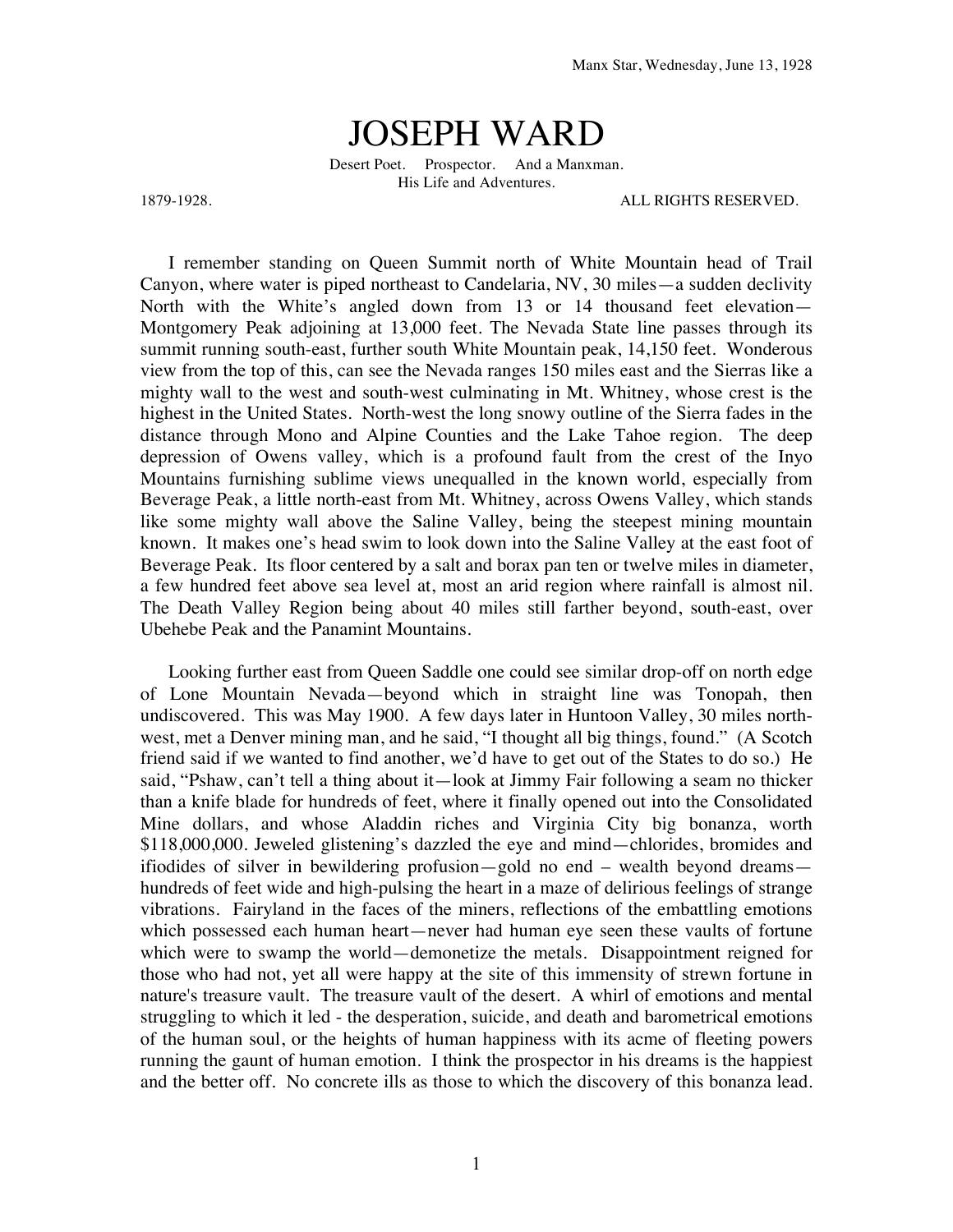Manx Star, Wednesday, June 13, 1928

# JOSEPH WARD

Desert Poet. Prospector. And a Manxman.
His Life and Adventures.

1879-1928. ALL RIGHTS RESERVED.

I remember standing on Queen Summit north of White Mountain head of Trail Canyon, where water is piped northeast to Candelaria, NV, 30 miles—a sudden declivity North with the White's angled down from 13 or 14 thousand feet elevation—Montgomery Peak adjoining at 13,000 feet. The Nevada State line passes through its summit running south-east, further south White Mountain peak, 14,150 feet. Wonderous view from the top of this, can see the Nevada ranges 150 miles east and the Sierras like a mighty wall to the west and south-west culminating in Mt. Whitney, whose crest is the highest in the United States. North-west the long snowy outline of the Sierra fades in the distance through Mono and Alpine Counties and the Lake Tahoe region. The deep depression of Owens valley, which is a profound fault from the crest of the Inyo Mountains furnishing sublime views unequalled in the known world, especially from Beverage Peak, a little north-east from Mt. Whitney, across Owens Valley, which stands like some mighty wall above the Saline Valley, being the steepest mining mountain known. It makes one's head swim to look down into the Saline Valley at the east foot of Beverage Peak. Its floor centered by a salt and borax pan ten or twelve miles in diameter, a few hundred feet above sea level at, most an arid region where rainfall is almost nil. The Death Valley Region being about 40 miles still farther beyond, south-east, over Ubehebe Peak and the Panamint Mountains.

Looking further east from Queen Saddle one could see similar drop-off on north edge of Lone Mountain Nevada—beyond which in straight line was Tonopah, then undiscovered. This was May 1900. A few days later in Huntoon Valley, 30 miles north-west, met a Denver mining man, and he said, "I thought all big things, found." (A Scotch friend said if we wanted to find another, we'd have to get out of the States to do so.) He said, "Pshaw, can't tell a thing about it—look at Jimmy Fair following a seam no thicker than a knife blade for hundreds of feet, where it finally opened out into the Consolidated Mine dollars, and whose Aladdin riches and Virginia City big bonanza, worth $118,000,000. Jeweled glistening's dazzled the eye and mind—chlorides, bromides and ifiodides of silver in bewildering profusion—gold no end – wealth beyond dreams—hundreds of feet wide and high-pulsing the heart in a maze of delirious feelings of strange vibrations. Fairyland in the faces of the miners, reflections of the embattling emotions which possessed each human heart—never had human eye seen these vaults of fortune which were to swamp the world—demonetize the metals. Disappointment reigned for those who had not, yet all were happy at the site of this immensity of strewn fortune in nature's treasure vault. The treasure vault of the desert. A whirl of emotions and mental struggling to which it led - the desperation, suicide, and death and barometrical emotions of the human soul, or the heights of human happiness with its acme of fleeting powers running the gaunt of human emotion. I think the prospector in his dreams is the happiest and the better off. No concrete ills as those to which the discovery of this bonanza lead.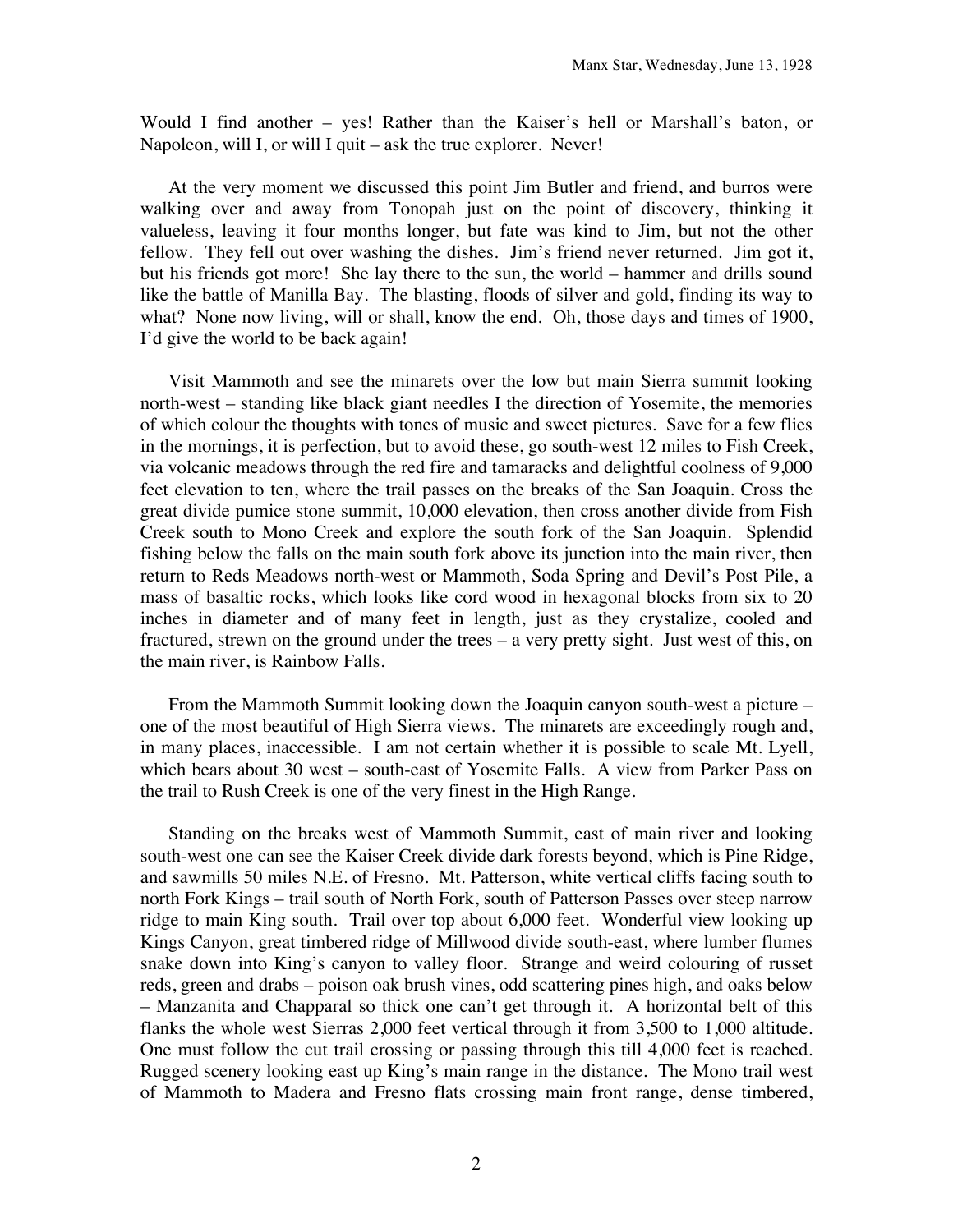Would I find another – yes! Rather than the Kaiser's hell or Marshall's baton, or Napoleon, will I, or will I quit – ask the true explorer. Never!

At the very moment we discussed this point Jim Butler and friend, and burros were walking over and away from Tonopah just on the point of discovery, thinking it valueless, leaving it four months longer, but fate was kind to Jim, but not the other fellow. They fell out over washing the dishes. Jim's friend never returned. Jim got it, but his friends got more! She lay there to the sun, the world – hammer and drills sound like the battle of Manilla Bay. The blasting, floods of silver and gold, finding its way to what? None now living, will or shall, know the end. Oh, those days and times of 1900, I'd give the world to be back again!

Visit Mammoth and see the minarets over the low but main Sierra summit looking north-west – standing like black giant needles I the direction of Yosemite, the memories of which colour the thoughts with tones of music and sweet pictures. Save for a few flies in the mornings, it is perfection, but to avoid these, go south-west 12 miles to Fish Creek, via volcanic meadows through the red fire and tamaracks and delightful coolness of 9,000 feet elevation to ten, where the trail passes on the breaks of the San Joaquin. Cross the great divide pumice stone summit, 10,000 elevation, then cross another divide from Fish Creek south to Mono Creek and explore the south fork of the San Joaquin. Splendid fishing below the falls on the main south fork above its junction into the main river, then return to Reds Meadows north-west or Mammoth, Soda Spring and Devil's Post Pile, a mass of basaltic rocks, which looks like cord wood in hexagonal blocks from six to 20 inches in diameter and of many feet in length, just as they crystalize, cooled and fractured, strewn on the ground under the trees – a very pretty sight. Just west of this, on the main river, is Rainbow Falls.

From the Mammoth Summit looking down the Joaquin canyon south-west a picture – one of the most beautiful of High Sierra views. The minarets are exceedingly rough and, in many places, inaccessible. I am not certain whether it is possible to scale Mt. Lyell, which bears about 30 west – south-east of Yosemite Falls. A view from Parker Pass on the trail to Rush Creek is one of the very finest in the High Range.

Standing on the breaks west of Mammoth Summit, east of main river and looking south-west one can see the Kaiser Creek divide dark forests beyond, which is Pine Ridge, and sawmills 50 miles N.E. of Fresno. Mt. Patterson, white vertical cliffs facing south to north Fork Kings – trail south of North Fork, south of Patterson Passes over steep narrow ridge to main King south. Trail over top about 6,000 feet. Wonderful view looking up Kings Canyon, great timbered ridge of Millwood divide south-east, where lumber flumes snake down into King's canyon to valley floor. Strange and weird colouring of russet reds, green and drabs – poison oak brush vines, odd scattering pines high, and oaks below – Manzanita and Chapparal so thick one can't get through it. A horizontal belt of this flanks the whole west Sierras 2,000 feet vertical through it from 3,500 to 1,000 altitude. One must follow the cut trail crossing or passing through this till 4,000 feet is reached. Rugged scenery looking east up King's main range in the distance. The Mono trail west of Mammoth to Madera and Fresno flats crossing main front range, dense timbered,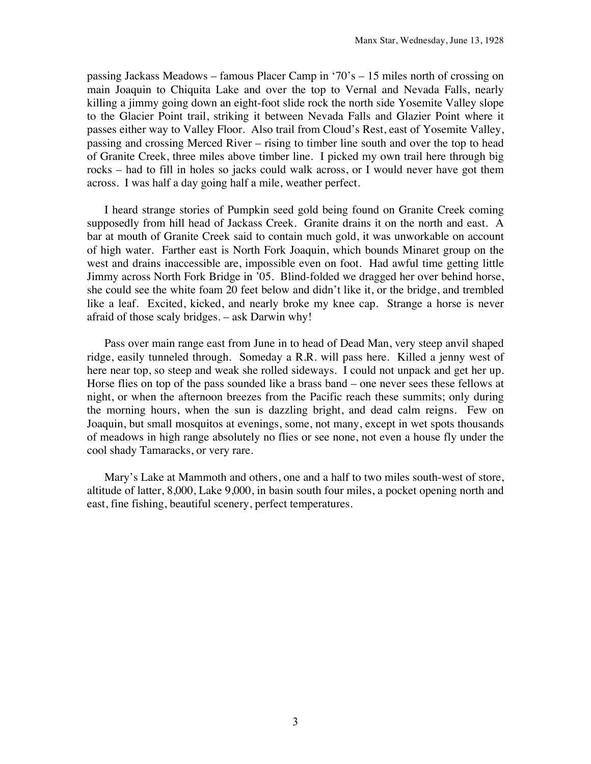passing Jackass Meadows – famous Placer Camp in '70's – 15 miles north of crossing on main Joaquin to Chiquita Lake and over the top to Vernal and Nevada Falls, nearly killing a jimmy going down an eight-foot slide rock the north side Yosemite Valley slope to the Glacier Point trail, striking it between Nevada Falls and Glazier Point where it passes either way to Valley Floor. Also trail from Cloud's Rest, east of Yosemite Valley, passing and crossing Merced River – rising to timber line south and over the top to head of Granite Creek, three miles above timber line. I picked my own trail here through big rocks – had to fill in holes so jacks could walk across, or I would never have got them across. I was half a day going half a mile, weather perfect.

I heard strange stories of Pumpkin seed gold being found on Granite Creek coming supposedly from hill head of Jackass Creek. Granite drains it on the north and east. A bar at mouth of Granite Creek said to contain much gold, it was unworkable on account of high water. Farther east is North Fork Joaquin, which bounds Minaret group on the west and drains inaccessible are, impossible even on foot. Had awful time getting little Jimmy across North Fork Bridge in '05. Blind-folded we dragged her over behind horse, she could see the white foam 20 feet below and didn't like it, or the bridge, and trembled like a leaf. Excited, kicked, and nearly broke my knee cap. Strange a horse is never afraid of those scaly bridges. – ask Darwin why!

Pass over main range east from June in to head of Dead Man, very steep anvil shaped ridge, easily tunneled through. Someday a R.R. will pass here. Killed a jenny west of here near top, so steep and weak she rolled sideways. I could not unpack and get her up. Horse flies on top of the pass sounded like a brass band – one never sees these fellows at night, or when the afternoon breezes from the Pacific reach these summits; only during the morning hours, when the sun is dazzling bright, and dead calm reigns. Few on Joaquin, but small mosquitos at evenings, some, not many, except in wet spots thousands of meadows in high range absolutely no flies or see none, not even a house fly under the cool shady Tamaracks, or very rare.

Mary's Lake at Mammoth and others, one and a half to two miles south-west of store, altitude of latter, 8,000, Lake 9,000, in basin south four miles, a pocket opening north and east, fine fishing, beautiful scenery, perfect temperatures.